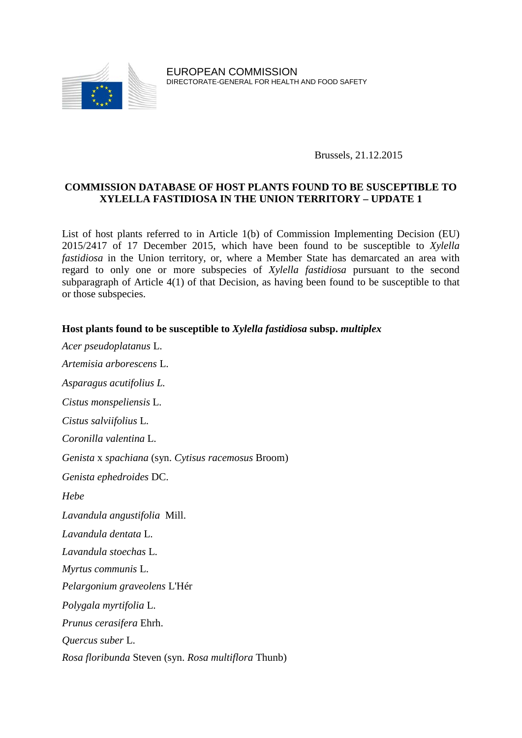EUROPEAN COMMISSION
DIRECTORATE-GENERAL FOR HEALTH AND FOOD SAFETY

Brussels, 21.12.2015

# COMMISSION DATABASE OF HOST PLANTS FOUND TO BE SUSCEPTIBLE TO XYLELLA FASTIDIOSA IN THE UNION TERRITORY – UPDATE 1

List of host plants referred to in Article 1(b) of Commission Implementing Decision (EU) 2015/2417 of 17 December 2015, which have been found to be susceptible to *Xylella fastidiosa* in the Union territory, or, where a Member State has demarcated an area with regard to only one or more subspecies of *Xylella fastidiosa* pursuant to the second subparagraph of Article 4(1) of that Decision, as having been found to be susceptible to that or those subspecies.

**Host plants found to be susceptible to *Xylella fastidiosa* subsp. *multiplex***

*Acer pseudoplatanus* L.

*Artemisia arborescens* L.

*Asparagus acutifolius L.*

*Cistus monspeliensis* L.

*Cistus salviifolius* L.

*Coronilla valentina* L.

*Genista* x *spachiana* (syn. *Cytisus racemosus* Broom)

*Genista ephedroides* DC.

*Hebe*

*Lavandula angustifolia* Mill.

*Lavandula dentata* L.

*Lavandula stoechas* L.

*Myrtus communis* L.

*Pelargonium graveolens* L'Hér

*Polygala myrtifolia* L.

*Prunus cerasifera* Ehrh.

*Quercus suber* L.

*Rosa floribunda* Steven (syn. *Rosa multiflora* Thunb)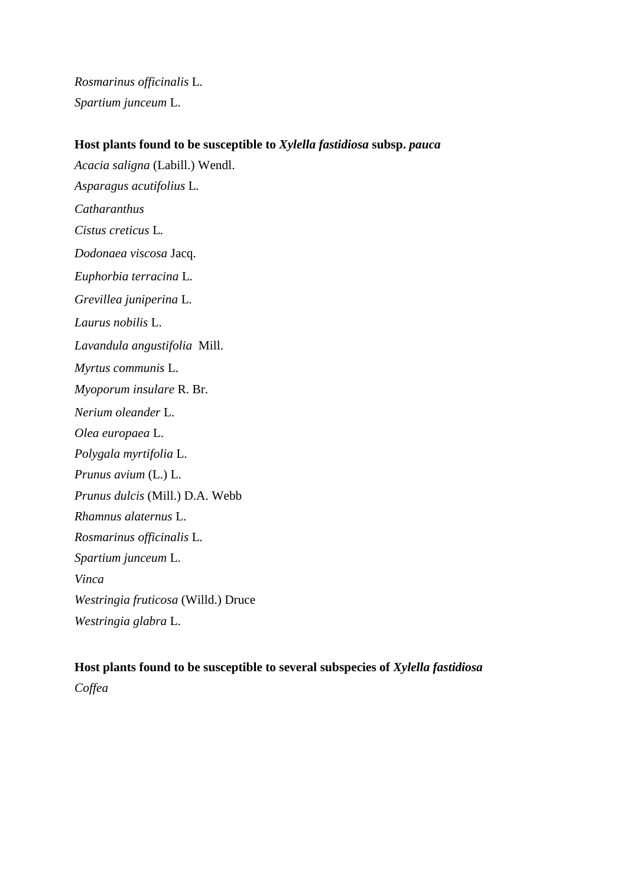*Rosmarinus officinalis* L.

*Spartium junceum* L.

**Host plants found to be susceptible to *Xylella fastidiosa* subsp. *pauca***

*Acacia saligna* (Labill.) Wendl.

*Asparagus acutifolius* L.

*Catharanthus*

*Cistus creticus* L.

*Dodonaea viscosa* Jacq.

*Euphorbia terracina* L.

*Grevillea juniperina* L.

*Laurus nobilis* L.

*Lavandula angustifolia* Mill.

*Myrtus communis* L.

*Myoporum insulare* R. Br.

*Nerium oleander* L.

*Olea europaea* L.

*Polygala myrtifolia* L.

*Prunus avium* (L.) L.

*Prunus dulcis* (Mill.) D.A. Webb

*Rhamnus alaternus* L.

*Rosmarinus officinalis* L.

*Spartium junceum* L.

*Vinca*

*Westringia fruticosa* (Willd.) Druce

*Westringia glabra* L.

**Host plants found to be susceptible to several subspecies of *Xylella fastidiosa***

*Coffea*